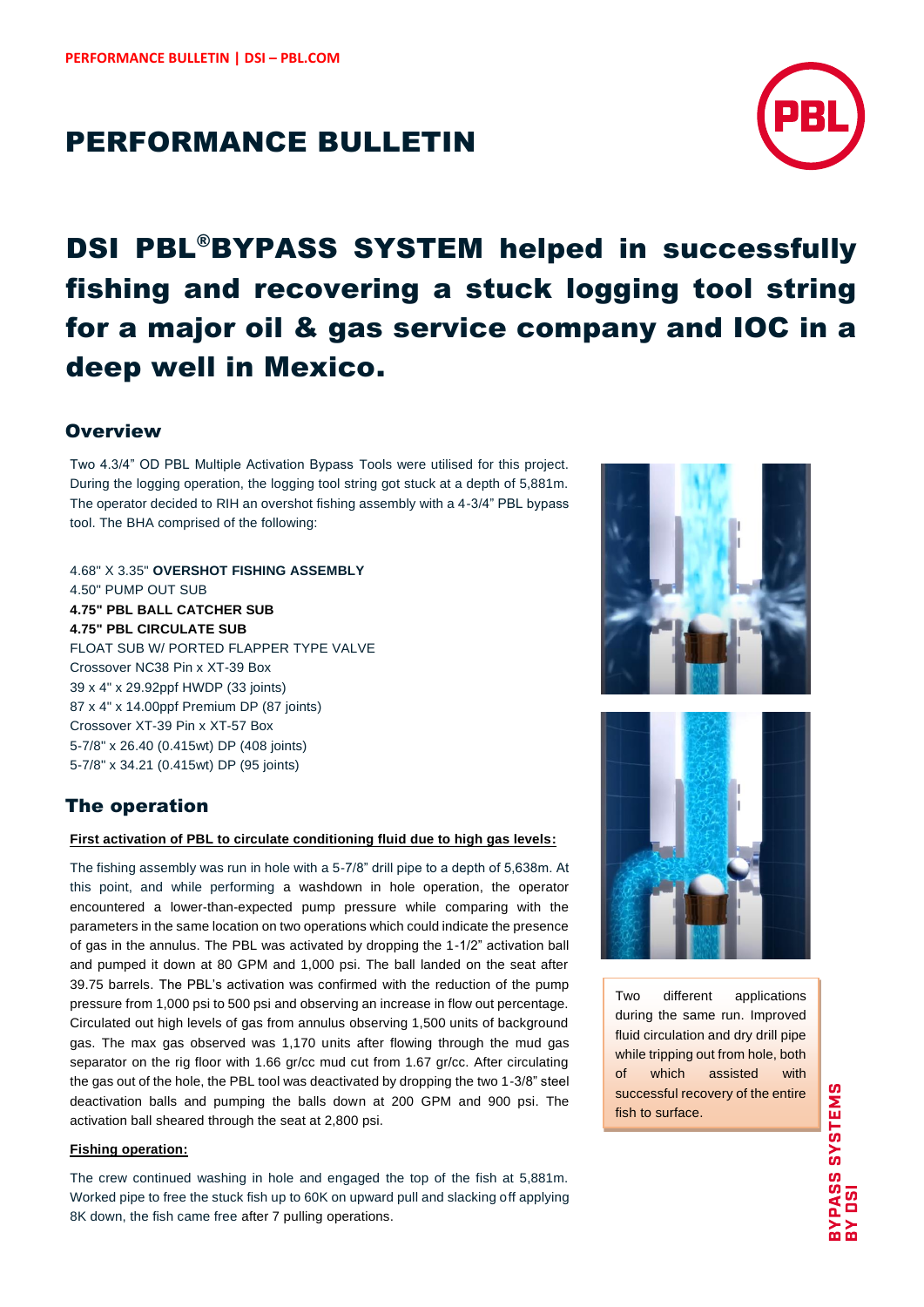# PERFORMANCE BULLETIN

# DSI PBL®BYPASS SYSTEM helped in successfully fishing and recovering a stuck logging tool string for a major oil & gas service company and IOC in a deep well in Mexico.

## Overview

Two 4.3/4" OD PBL Multiple Activation Bypass Tools were utilised for this project. During the logging operation, the logging tool string got stuck at a depth of 5,881m. The operator decided to RIH an overshot fishing assembly with a 4-3/4" PBL bypass tool. The BHA comprised of the following:

4.68" X 3.35" **OVERSHOT FISHING ASSEMBLY**
4.50" PUMP OUT SUB
**4.75" PBL BALL CATCHER SUB**
**4.75" PBL CIRCULATE SUB**
FLOAT SUB W/ PORTED FLAPPER TYPE VALVE
Crossover NC38 Pin x XT-39 Box
39 x 4" x 29.92ppf HWDP (33 joints)
87 x 4" x 14.00ppf Premium DP (87 joints)
Crossover XT-39 Pin x XT-57 Box
5-7/8" x 26.40 (0.415wt) DP (408 joints)
5-7/8" x 34.21 (0.415wt) DP (95 joints)

## The operation

**First activation of PBL to circulate conditioning fluid due to high gas levels:**

The fishing assembly was run in hole with a 5-7/8" drill pipe to a depth of 5,638m. At this point, and while performing a washdown in hole operation, the operator encountered a lower-than-expected pump pressure while comparing with the parameters in the same location on two operations which could indicate the presence of gas in the annulus. The PBL was activated by dropping the 1-1/2" activation ball and pumped it down at 80 GPM and 1,000 psi. The ball landed on the seat after 39.75 barrels. The PBL's activation was confirmed with the reduction of the pump pressure from 1,000 psi to 500 psi and observing an increase in flow out percentage. Circulated out high levels of gas from annulus observing 1,500 units of background gas. The max gas observed was 1,170 units after flowing through the mud gas separator on the rig floor with 1.66 gr/cc mud cut from 1.67 gr/cc. After circulating the gas out of the hole, the PBL tool was deactivated by dropping the two 1-3/8" steel deactivation balls and pumping the balls down at 200 GPM and 900 psi. The activation ball sheared through the seat at 2,800 psi.

**Fishing operation:**

The crew continued washing in hole and engaged the top of the fish at 5,881m. Worked pipe to free the stuck fish up to 60K on upward pull and slacking off applying 8K down, the fish came free after 7 pulling operations.

Two different applications during the same run. Improved fluid circulation and dry drill pipe while tripping out from hole, both of which assisted with successful recovery of the entire fish to surface.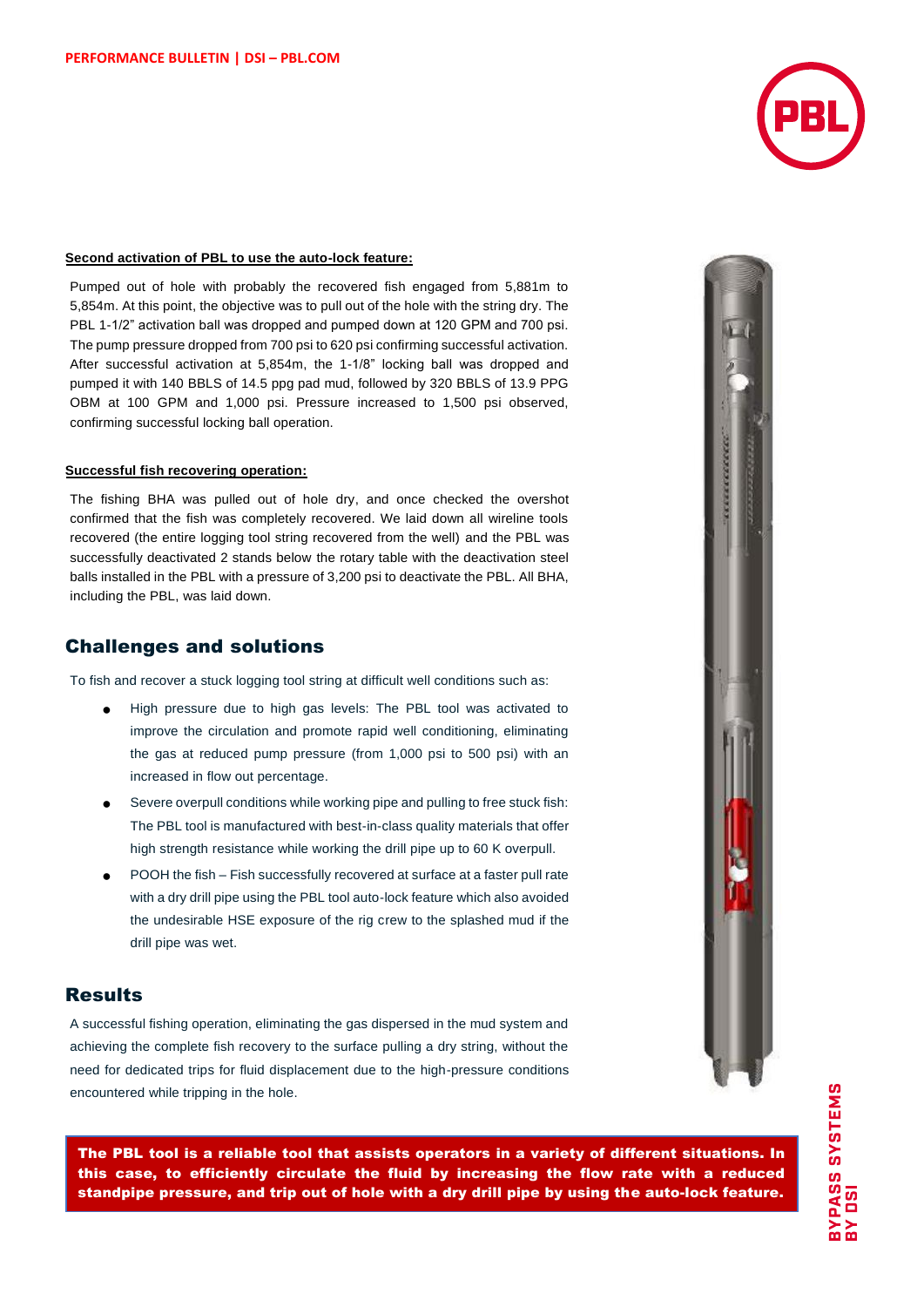**Second activation of PBL to use the auto-lock feature:**

Pumped out of hole with probably the recovered fish engaged from 5,881m to 5,854m. At this point, the objective was to pull out of the hole with the string dry. The PBL 1-1/2" activation ball was dropped and pumped down at 120 GPM and 700 psi. The pump pressure dropped from 700 psi to 620 psi confirming successful activation. After successful activation at 5,854m, the 1-1/8" locking ball was dropped and pumped it with 140 BBLS of 14.5 ppg pad mud, followed by 320 BBLS of 13.9 PPG OBM at 100 GPM and 1,000 psi. Pressure increased to 1,500 psi observed, confirming successful locking ball operation.

**Successful fish recovering operation:**

The fishing BHA was pulled out of hole dry, and once checked the overshot confirmed that the fish was completely recovered. We laid down all wireline tools recovered (the entire logging tool string recovered from the well) and the PBL was successfully deactivated 2 stands below the rotary table with the deactivation steel balls installed in the PBL with a pressure of 3,200 psi to deactivate the PBL. All BHA, including the PBL, was laid down.

## Challenges and solutions

To fish and recover a stuck logging tool string at difficult well conditions such as:

- High pressure due to high gas levels: The PBL tool was activated to improve the circulation and promote rapid well conditioning, eliminating the gas at reduced pump pressure (from 1,000 psi to 500 psi) with an increased in flow out percentage.
- Severe overpull conditions while working pipe and pulling to free stuck fish: The PBL tool is manufactured with best-in-class quality materials that offer high strength resistance while working the drill pipe up to 60 K overpull.
- POOH the fish – Fish successfully recovered at surface at a faster pull rate with a dry drill pipe using the PBL tool auto-lock feature which also avoided the undesirable HSE exposure of the rig crew to the splashed mud if the drill pipe was wet.

## Results

A successful fishing operation, eliminating the gas dispersed in the mud system and achieving the complete fish recovery to the surface pulling a dry string, without the need for dedicated trips for fluid displacement due to the high-pressure conditions encountered while tripping in the hole.

**The PBL tool is a reliable tool that assists operators in a variety of different situations. In this case, to efficiently circulate the fluid by increasing the flow rate with a reduced standpipe pressure, and trip out of hole with a dry drill pipe by using the auto-lock feature.**

BYPASS SYSTEMS BY DSI